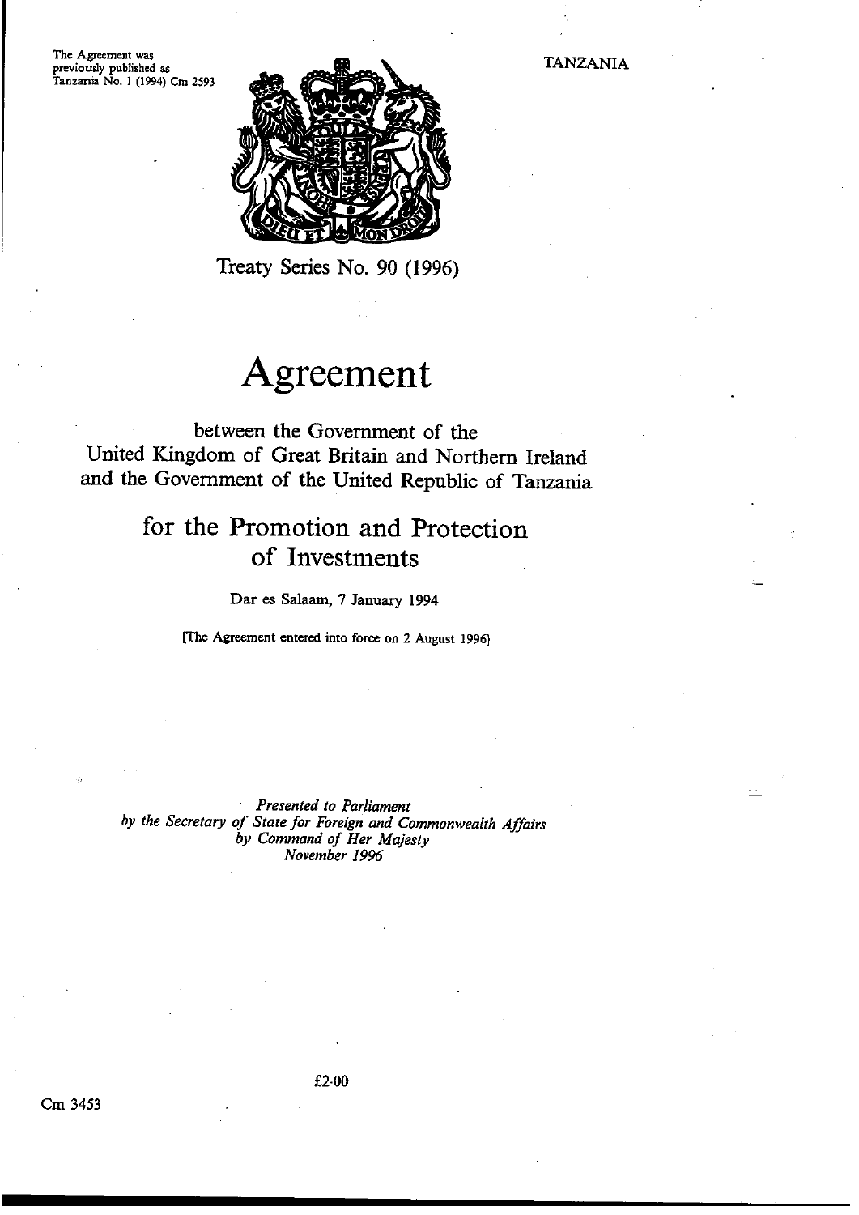The Agreement was previously published as Tanzania No. 1 (1994) Cm 2593

TANZANIA

Treaty Series No. 90 (1996)

# Agreement

between the Government of the United Kingdom of Great Britain and Northern Ireland and the Government of the United Republic of Tanzania

## for the Promotion and Protection of Investments

Dar es Salaam, 7 January 1994

[The Agreement entered into force on 2 August 1996]

*Presented to Parliament by the Secretary of State for Foreign and Commonwealth Affairs by Command of Her Majesty November 1996*

£2·00

Cm 3453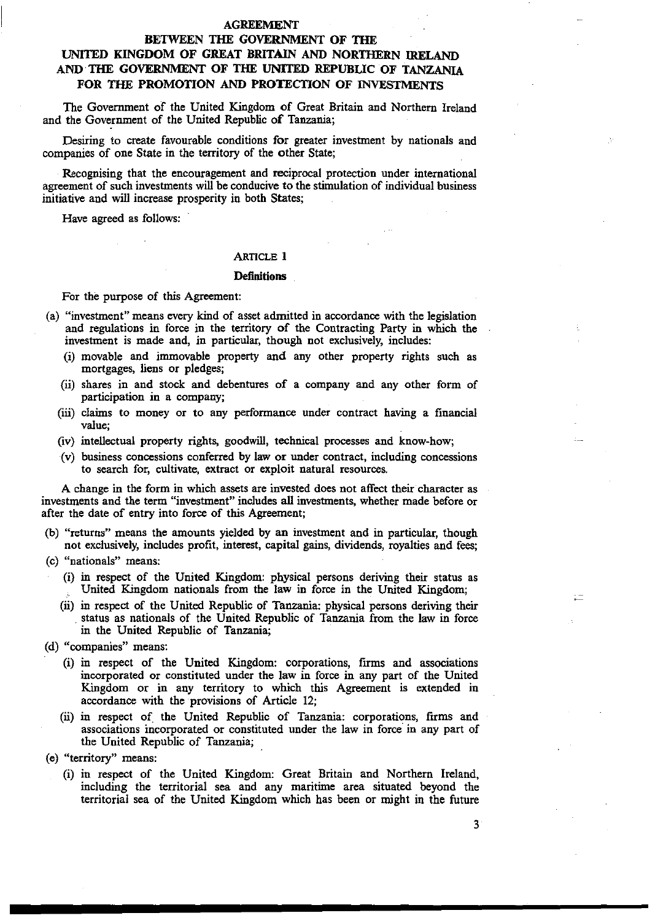# AGREEMENT

## BETWEEN THE GOVERNMENT OF THE UNITED KINGDOM OF GREAT BRITAIN AND NORTHERN IRELAND AND THE GOVERNMENT OF THE UNITED REPUBLIC OF TANZANIA FOR THE PROMOTION AND PROTECTION OF INVESTMENTS

The Government of the United Kingdom of Great Britain and Northern Ireland and the Government of the United Republic of Tanzania;

Desiring to create favourable conditions for greater investment by nationals and companies of one State in the territory of the other State;

Recognising that the encouragement and reciprocal protection under international agreement of such investments will be conducive to the stimulation of individual business initiative and will increase prosperity in both States;

Have agreed as follows:

### ARTICLE 1

### Definitions

For the purpose of this Agreement:

(a) "investment" means every kind of asset admitted in accordance with the legislation and regulations in force in the territory of the Contracting Party in which the investment is made and, in particular, though not exclusively, includes:

  (i) movable and immovable property and any other property rights such as mortgages, liens or pledges;

  (ii) shares in and stock and debentures of a company and any other form of participation in a company;

  (iii) claims to money or to any performance under contract having a financial value;

  (iv) intellectual property rights, goodwill, technical processes and know-how;

  (v) business concessions conferred by law or under contract, including concessions to search for, cultivate, extract or exploit natural resources.

A change in the form in which assets are invested does not affect their character as investments and the term "investment" includes all investments, whether made before or after the date of entry into force of this Agreement;

(b) "returns" means the amounts yielded by an investment and in particular, though not exclusively, includes profit, interest, capital gains, dividends, royalties and fees;

(c) "nationals" means:

  (i) in respect of the United Kingdom: physical persons deriving their status as United Kingdom nationals from the law in force in the United Kingdom;

  (ii) in respect of the United Republic of Tanzania: physical persons deriving their status as nationals of the United Republic of Tanzania from the law in force in the United Republic of Tanzania;

(d) "companies" means:

  (i) in respect of the United Kingdom: corporations, firms and associations incorporated or constituted under the law in force in any part of the United Kingdom or in any territory to which this Agreement is extended in accordance with the provisions of Article 12;

  (ii) in respect of the United Republic of Tanzania: corporations, firms and associations incorporated or constituted under the law in force in any part of the United Republic of Tanzania;

(e) "territory" means:

  (i) in respect of the United Kingdom: Great Britain and Northern Ireland, including the territorial sea and any maritime area situated beyond the territorial sea of the United Kingdom which has been or might in the future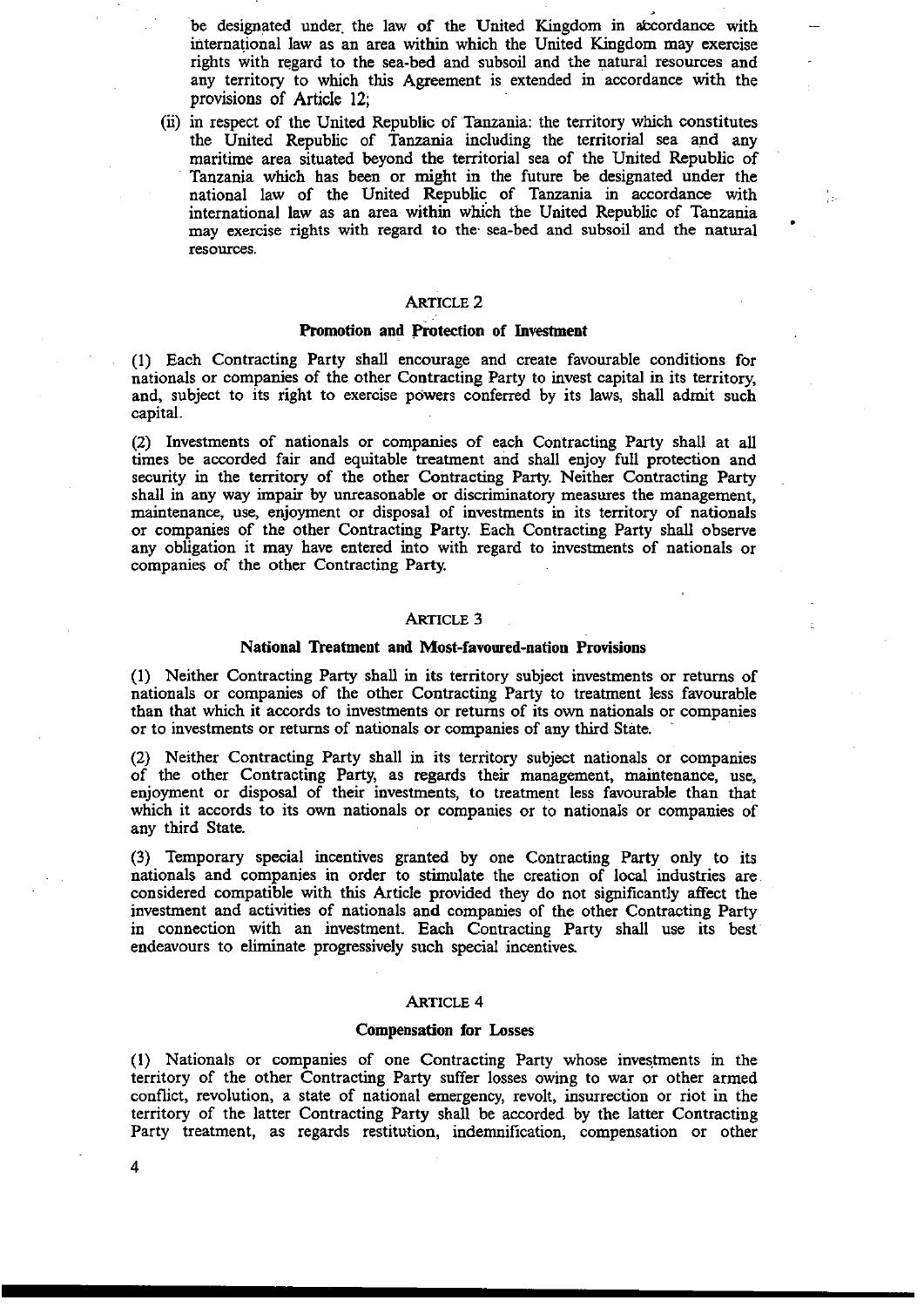be designated under the law of the United Kingdom in accordance with international law as an area within which the United Kingdom may exercise rights with regard to the sea-bed and subsoil and the natural resources and any territory to which this Agreement is extended in accordance with the provisions of Article 12;

(ii) in respect of the United Republic of Tanzania: the territory which constitutes the United Republic of Tanzania including the territorial sea and any maritime area situated beyond the territorial sea of the United Republic of Tanzania which has been or might in the future be designated under the national law of the United Republic of Tanzania in accordance with international law as an area within which the United Republic of Tanzania may exercise rights with regard to the sea-bed and subsoil and the natural resources.

## ARTICLE 2

### Promotion and Protection of Investment

(1) Each Contracting Party shall encourage and create favourable conditions for nationals or companies of the other Contracting Party to invest capital in its territory, and, subject to its right to exercise powers conferred by its laws, shall admit such capital.

(2) Investments of nationals or companies of each Contracting Party shall at all times be accorded fair and equitable treatment and shall enjoy full protection and security in the territory of the other Contracting Party. Neither Contracting Party shall in any way impair by unreasonable or discriminatory measures the management, maintenance, use, enjoyment or disposal of investments in its territory of nationals or companies of the other Contracting Party. Each Contracting Party shall observe any obligation it may have entered into with regard to investments of nationals or companies of the other Contracting Party.

## ARTICLE 3

### National Treatment and Most-favoured-nation Provisions

(1) Neither Contracting Party shall in its territory subject investments or returns of nationals or companies of the other Contracting Party to treatment less favourable than that which it accords to investments or returns of its own nationals or companies or to investments or returns of nationals or companies of any third State.

(2) Neither Contracting Party shall in its territory subject nationals or companies of the other Contracting Party, as regards their management, maintenance, use, enjoyment or disposal of their investments, to treatment less favourable than that which it accords to its own nationals or companies or to nationals or companies of any third State.

(3) Temporary special incentives granted by one Contracting Party only to its nationals and companies in order to stimulate the creation of local industries are considered compatible with this Article provided they do not significantly affect the investment and activities of nationals and companies of the other Contracting Party in connection with an investment. Each Contracting Party shall use its best endeavours to eliminate progressively such special incentives.

## ARTICLE 4

### Compensation for Losses

(1) Nationals or companies of one Contracting Party whose investments in the territory of the other Contracting Party suffer losses owing to war or other armed conflict, revolution, a state of national emergency, revolt, insurrection or riot in the territory of the latter Contracting Party shall be accorded by the latter Contracting Party treatment, as regards restitution, indemnification, compensation or other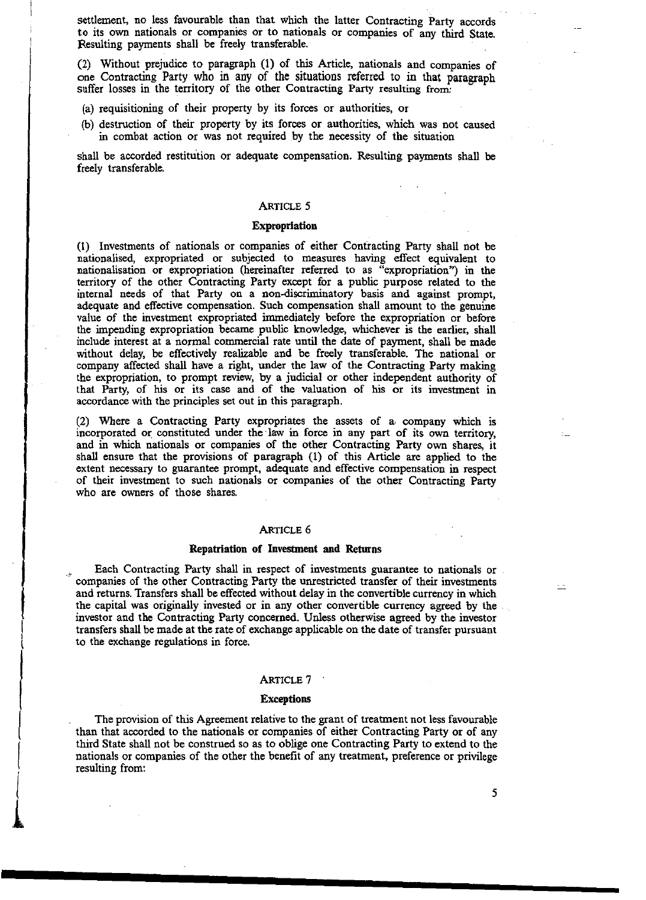settlement, no less favourable than that which the latter Contracting Party accords to its own nationals or companies or to nationals or companies of any third State. Resulting payments shall be freely transferable.

(2) Without prejudice to paragraph (1) of this Article, nationals and companies of one Contracting Party who in any of the situations referred to in that paragraph suffer losses in the territory of the other Contracting Party resulting from:

(a) requisitioning of their property by its forces or authorities, or

(b) destruction of their property by its forces or authorities, which was not caused in combat action or was not required by the necessity of the situation

shall be accorded restitution or adequate compensation. Resulting payments shall be freely transferable.

## ARTICLE 5

### Expropriation

(1) Investments of nationals or companies of either Contracting Party shall not be nationalised, expropriated or subjected to measures having effect equivalent to nationalisation or expropriation (hereinafter referred to as "expropriation") in the territory of the other Contracting Party except for a public purpose related to the internal needs of that Party on a non-discriminatory basis and against prompt, adequate and effective compensation. Such compensation shall amount to the genuine value of the investment expropriated immediately before the expropriation or before the impending expropriation became public knowledge, whichever is the earlier, shall include interest at a normal commercial rate until the date of payment, shall be made without delay, be effectively realizable and be freely transferable. The national or company affected shall have a right, under the law of the Contracting Party making the expropriation, to prompt review, by a judicial or other independent authority of that Party, of his or its case and of the valuation of his or its investment in accordance with the principles set out in this paragraph.

(2) Where a Contracting Party expropriates the assets of a company which is incorporated or constituted under the law in force in any part of its own territory, and in which nationals or companies of the other Contracting Party own shares, it shall ensure that the provisions of paragraph (1) of this Article are applied to the extent necessary to guarantee prompt, adequate and effective compensation in respect of their investment to such nationals or companies of the other Contracting Party who are owners of those shares.

## ARTICLE 6

### Repatriation of Investment and Returns

Each Contracting Party shall in respect of investments guarantee to nationals or companies of the other Contracting Party the unrestricted transfer of their investments and returns. Transfers shall be effected without delay in the convertible currency in which the capital was originally invested or in any other convertible currency agreed by the investor and the Contracting Party concerned. Unless otherwise agreed by the investor transfers shall be made at the rate of exchange applicable on the date of transfer pursuant to the exchange regulations in force.

## ARTICLE 7

### Exceptions

The provision of this Agreement relative to the grant of treatment not less favourable than that accorded to the nationals or companies of either Contracting Party or of any third State shall not be construed so as to oblige one Contracting Party to extend to the nationals or companies of the other the benefit of any treatment, preference or privilege resulting from: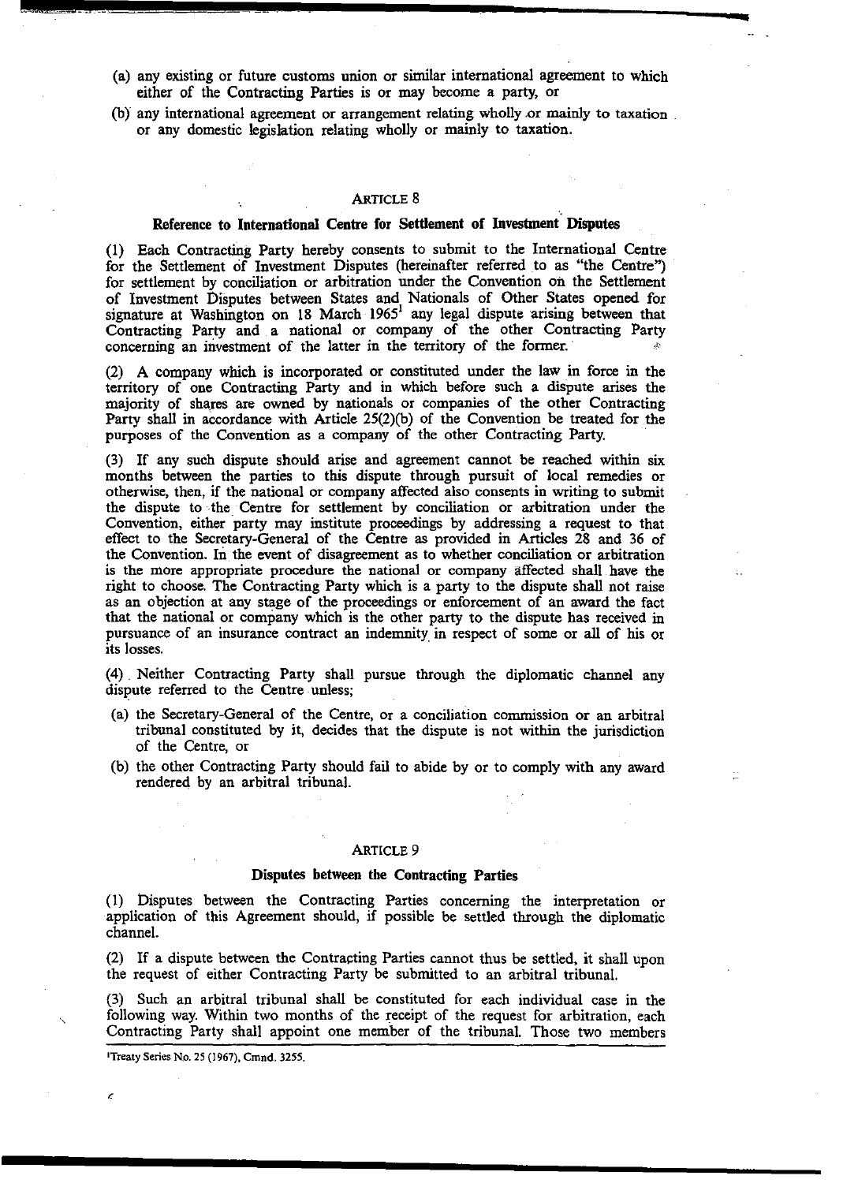(a) any existing or future customs union or similar international agreement to which either of the Contracting Parties is or may become a party, or

(b) any international agreement or arrangement relating wholly or mainly to taxation or any domestic legislation relating wholly or mainly to taxation.

## ARTICLE 8

### Reference to International Centre for Settlement of Investment Disputes

(1) Each Contracting Party hereby consents to submit to the International Centre for the Settlement of Investment Disputes (hereinafter referred to as "the Centre") for settlement by conciliation or arbitration under the Convention on the Settlement of Investment Disputes between States and Nationals of Other States opened for signature at Washington on 18 March 1965[1] any legal dispute arising between that Contracting Party and a national or company of the other Contracting Party concerning an investment of the latter in the territory of the former.

(2) A company which is incorporated or constituted under the law in force in the territory of one Contracting Party and in which before such a dispute arises the majority of shares are owned by nationals or companies of the other Contracting Party shall in accordance with Article 25(2)(b) of the Convention be treated for the purposes of the Convention as a company of the other Contracting Party.

(3) If any such dispute should arise and agreement cannot be reached within six months between the parties to this dispute through pursuit of local remedies or otherwise, then, if the national or company affected also consents in writing to submit the dispute to the Centre for settlement by conciliation or arbitration under the Convention, either party may institute proceedings by addressing a request to that effect to the Secretary-General of the Centre as provided in Articles 28 and 36 of the Convention. In the event of disagreement as to whether conciliation or arbitration is the more appropriate procedure the national or company affected shall have the right to choose. The Contracting Party which is a party to the dispute shall not raise as an objection at any stage of the proceedings or enforcement of an award the fact that the national or company which is the other party to the dispute has received in pursuance of an insurance contract an indemnity in respect of some or all of his or its losses.

(4) Neither Contracting Party shall pursue through the diplomatic channel any dispute referred to the Centre unless;

(a) the Secretary-General of the Centre, or a conciliation commission or an arbitral tribunal constituted by it, decides that the dispute is not within the jurisdiction of the Centre, or

(b) the other Contracting Party should fail to abide by or to comply with any award rendered by an arbitral tribunal.

## ARTICLE 9

### Disputes between the Contracting Parties

(1) Disputes between the Contracting Parties concerning the interpretation or application of this Agreement should, if possible be settled through the diplomatic channel.

(2) If a dispute between the Contracting Parties cannot thus be settled, it shall upon the request of either Contracting Party be submitted to an arbitral tribunal.

(3) Such an arbitral tribunal shall be constituted for each individual case in the following way. Within two months of the receipt of the request for arbitration, each Contracting Party shall appoint one member of the tribunal. Those two members

---

[1] Treaty Series No. 25 (1967), Cmnd. 3255.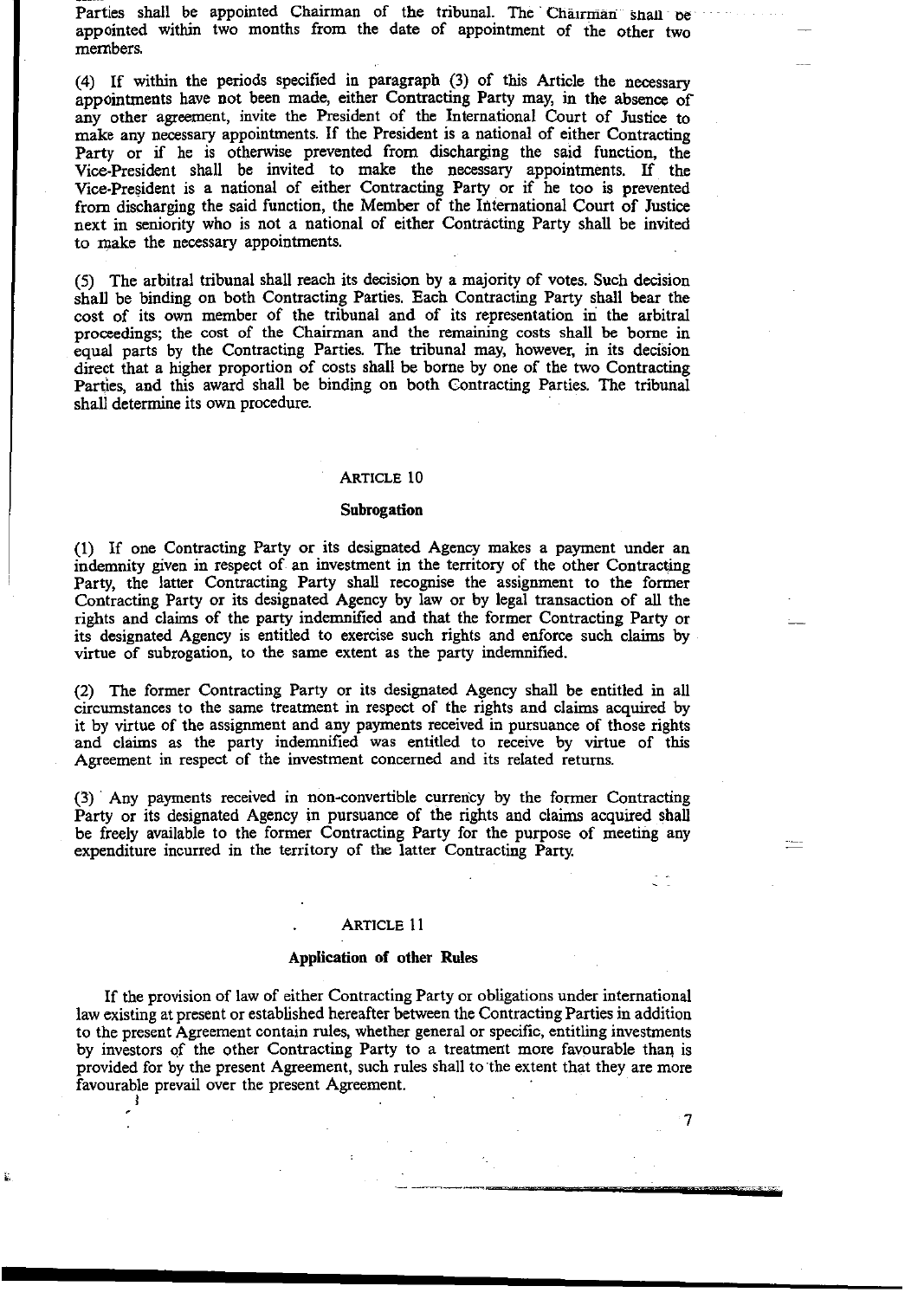Parties shall be appointed Chairman of the tribunal. The Chairman shall be appointed within two months from the date of appointment of the other two members.

(4) If within the periods specified in paragraph (3) of this Article the necessary appointments have not been made, either Contracting Party may, in the absence of any other agreement, invite the President of the International Court of Justice to make any necessary appointments. If the President is a national of either Contracting Party or if he is otherwise prevented from discharging the said function, the Vice-President shall be invited to make the necessary appointments. If the Vice-President is a national of either Contracting Party or if he too is prevented from discharging the said function, the Member of the International Court of Justice next in seniority who is not a national of either Contracting Party shall be invited to make the necessary appointments.

(5) The arbitral tribunal shall reach its decision by a majority of votes. Such decision shall be binding on both Contracting Parties. Each Contracting Party shall bear the cost of its own member of the tribunal and of its representation in the arbitral proceedings; the cost of the Chairman and the remaining costs shall be borne in equal parts by the Contracting Parties. The tribunal may, however, in its decision direct that a higher proportion of costs shall be borne by one of the two Contracting Parties, and this award shall be binding on both Contracting Parties. The tribunal shall determine its own procedure.

## ARTICLE 10

### Subrogation

(1) If one Contracting Party or its designated Agency makes a payment under an indemnity given in respect of an investment in the territory of the other Contracting Party, the latter Contracting Party shall recognise the assignment to the former Contracting Party or its designated Agency by law or by legal transaction of all the rights and claims of the party indemnified and that the former Contracting Party or its designated Agency is entitled to exercise such rights and enforce such claims by virtue of subrogation, to the same extent as the party indemnified.

(2) The former Contracting Party or its designated Agency shall be entitled in all circumstances to the same treatment in respect of the rights and claims acquired by it by virtue of the assignment and any payments received in pursuance of those rights and claims as the party indemnified was entitled to receive by virtue of this Agreement in respect of the investment concerned and its related returns.

(3) Any payments received in non-convertible currency by the former Contracting Party or its designated Agency in pursuance of the rights and claims acquired shall be freely available to the former Contracting Party for the purpose of meeting any expenditure incurred in the territory of the latter Contracting Party.

## ARTICLE 11

### Application of other Rules

If the provision of law of either Contracting Party or obligations under international law existing at present or established hereafter between the Contracting Parties in addition to the present Agreement contain rules, whether general or specific, entitling investments by investors of the other Contracting Party to a treatment more favourable than is provided for by the present Agreement, such rules shall to the extent that they are more favourable prevail over the present Agreement.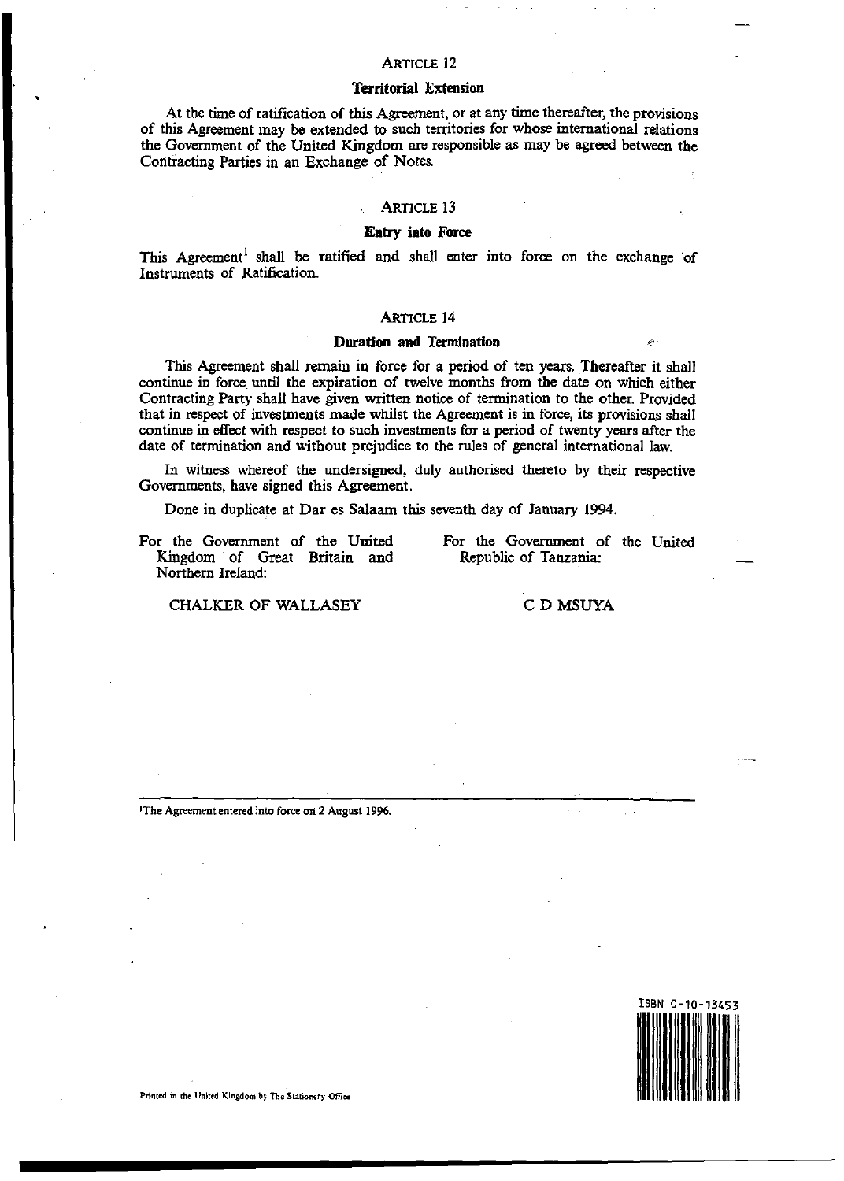### ARTICLE 12

### Territorial Extension

At the time of ratification of this Agreement, or at any time thereafter, the provisions of this Agreement may be extended to such territories for whose international relations the Government of the United Kingdom are responsible as may be agreed between the Contracting Parties in an Exchange of Notes.

### ARTICLE 13

### Entry into Force

This Agreement[1] shall be ratified and shall enter into force on the exchange of Instruments of Ratification.

### ARTICLE 14

### Duration and Termination

This Agreement shall remain in force for a period of ten years. Thereafter it shall continue in force until the expiration of twelve months from the date on which either Contracting Party shall have given written notice of termination to the other. Provided that in respect of investments made whilst the Agreement is in force, its provisions shall continue in effect with respect to such investments for a period of twenty years after the date of termination and without prejudice to the rules of general international law.

In witness whereof the undersigned, duly authorised thereto by their respective Governments, have signed this Agreement.

Done in duplicate at Dar es Salaam this seventh day of January 1994.

| | |
|---|---|
| For the Government of the United Kingdom of Great Britain and Northern Ireland: | For the Government of the United Republic of Tanzania: |
| CHALKER OF WALLASEY | C D MSUYA |

---

[1]The Agreement entered into force on 2 August 1996.

Printed in the United Kingdom by The Stationery Office

ISBN 0-10-13453